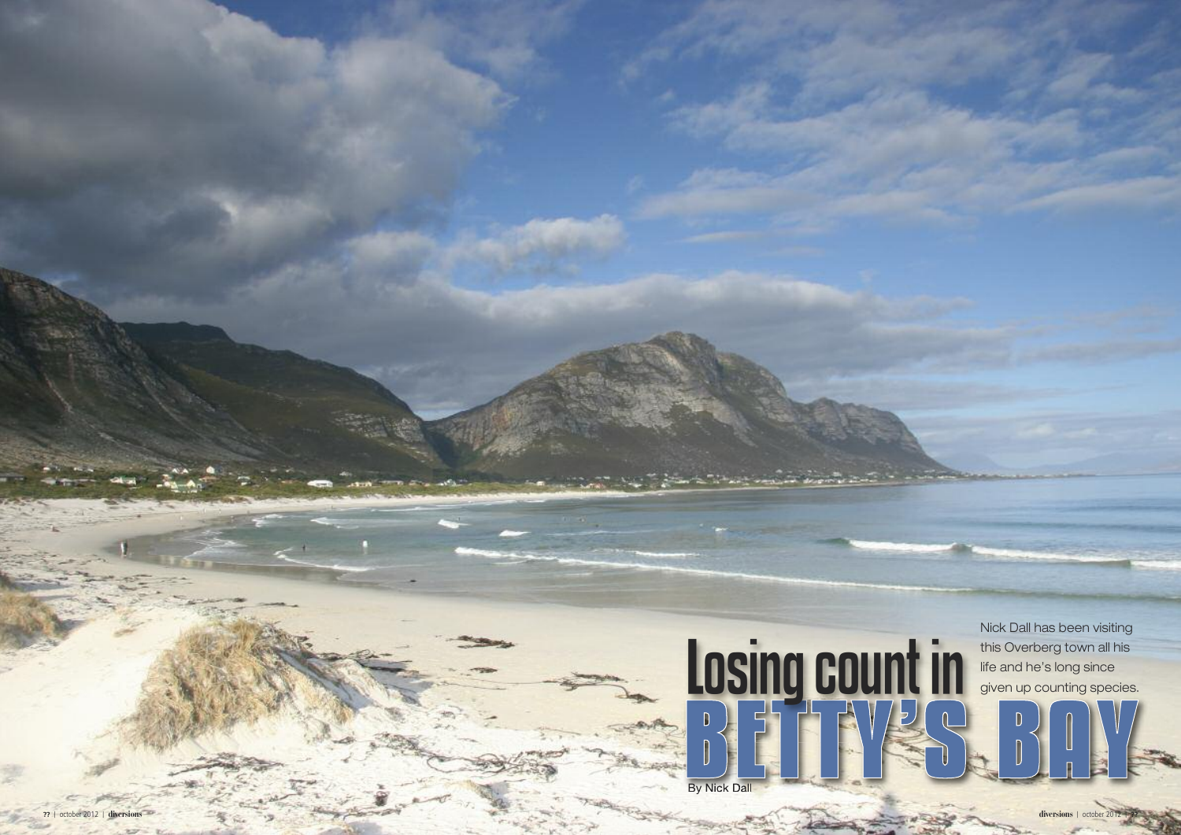# Losing count in BETTY'S BAY

Nick Dall has been visiting this Overberg town all his life and he's long since given up counting species.

By Nick Dall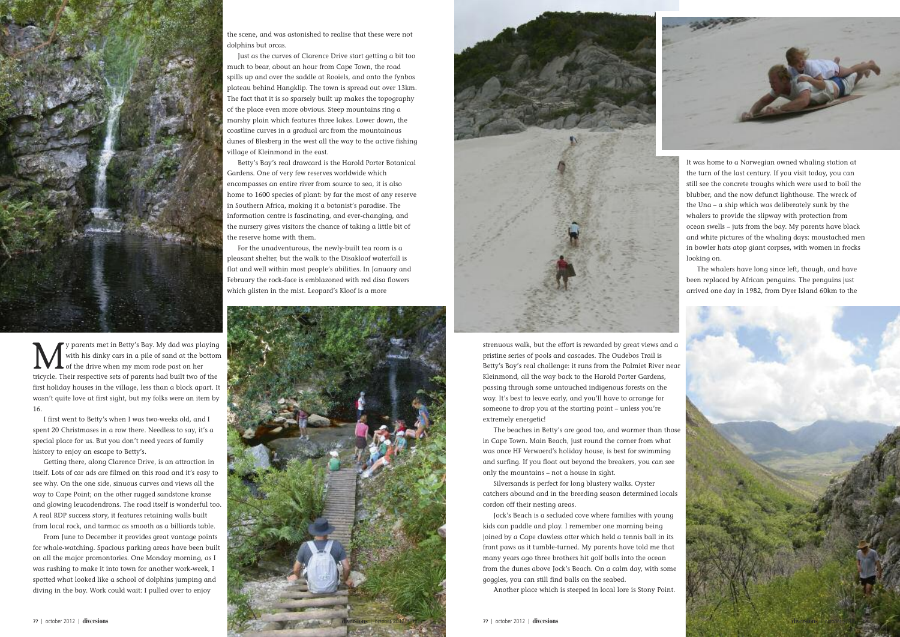My parents met in Betty's Bay. My dad was playing with his dinky cars in a pile of sand at the bottom of the drive when my mom rode past on her tricycle. Their respective sets of parents had built two of the first holiday houses in the village, less than a block apart. It wasn't quite love at first sight, but my folks were an item by 16.

I first went to Betty's when I was two-weeks old, and I spent 20 Christmases in a row there. Needless to say, it's a special place for us. But you don't need years of family history to enjoy an escape to Betty's.

Getting there, along Clarence Drive, is an attraction in itself. Lots of car ads are filmed on this road and it's easy to see why. On the one side, sinuous curves and views all the way to Cape Point; on the other rugged sandstone kranse and glowing leucadendrons. The road itself is wonderful too. A real RDP success story, it features retaining walls built from local rock, and tarmac as smooth as a billiards table.

From June to December it provides great vantage points for whale-watching. Spacious parking areas have been built on all the major promontories. One Monday morning, as I was rushing to make it into town for another work-week, I spotted what looked like a school of dolphins jumping and diving in the bay. Work could wait: I pulled over to enjoy the scene, and was astonished to realise that these were not dolphins but orcas.

Just as the curves of Clarence Drive start getting a bit too much to bear, about an hour from Cape Town, the road spills up and over the saddle at Rooiels, and onto the fynbos plateau behind Hangklip. The town is spread out over 13km. The fact that it is so sparsely built up makes the topography of the place even more obvious. Steep mountains ring a marshy plain which features three lakes. Lower down, the coastline curves in a gradual arc from the mountainous dunes of Blesberg in the west all the way to the active fishing village of Kleinmond in the east.

Betty's Bay's real drawcard is the Harold Porter Botanical Gardens. One of very few reserves worldwide which encompasses an entire river from source to sea, it is also home to 1600 species of plant: by far the most of any reserve in Southern Africa, making it a botanist's paradise. The information centre is fascinating, and ever-changing, and the nursery gives visitors the chance of taking a little bit of the reserve home with them.

For the unadventurous, the newly-built tea room is a pleasant shelter, but the walk to the Disakloof waterfall is flat and well within most people's abilities. In January and February the rock-face is emblazoned with red disa flowers which glisten in the mist. Leopard's Kloof is a more strenuous walk, but the effort is rewarded by great views and a pristine series of pools and cascades. The Oudebos Trail is Betty's Bay's real challenge: it runs from the Palmiet River near Kleinmond, all the way back to the Harold Porter Gardens, passing through some untouched indigenous forests on the way. It's best to leave early, and you'll have to arrange for someone to drop you at the starting point – unless you're extremely energetic!

The beaches in Betty's are good too, and warmer than those in Cape Town. Main Beach, just round the corner from what was once HF Verwoerd's holiday house, is best for swimming and surfing. If you float out beyond the breakers, you can see only the mountains – not a house in sight.

Silversands is perfect for long blustery walks. Oyster catchers abound and in the breeding season determined locals cordon off their nesting areas.

Jock's Beach is a secluded cove where families with young kids can paddle and play. I remember one morning being joined by a Cape clawless otter which held a tennis ball in its front paws as it tumble-turned. My parents have told me that many years ago three brothers hit golf balls into the ocean from the dunes above Jock's Beach. On a calm day, with some goggles, you can still find balls on the seabed.

Another place which is steeped in local lore is Stony Point. It was home to a Norwegian owned whaling station at the turn of the last century. If you visit today, you can still see the concrete troughs which were used to boil the blubber, and the now defunct lighthouse. The wreck of the Una – a ship which was deliberately sunk by the whalers to provide the slipway with protection from ocean swells – juts from the bay. My parents have black and white pictures of the whaling days: moustached men in bowler hats atop giant corpses, with women in frocks looking on.

The whalers have long since left, though, and have been replaced by African penguins. The penguins just arrived one day in 1982, from Dyer Island 60km to the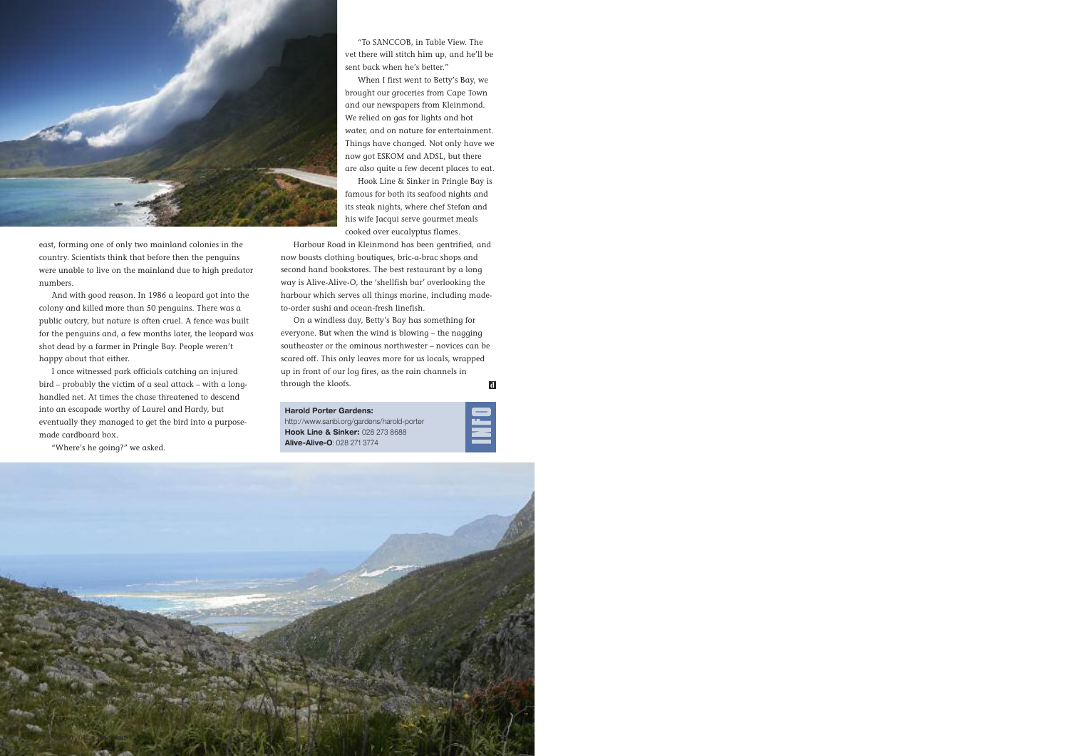east, forming one of only two mainland colonies in the country. Scientists think that before then the penguins were unable to live on the mainland due to high predator numbers.

And with good reason. In 1986 a leopard got into the colony and killed more than 50 penguins. There was a public outcry, but nature is often cruel. A fence was built for the penguins and, a few months later, the leopard was shot dead by a farmer in Pringle Bay. People weren't happy about that either.

I once witnessed park officials catching an injured bird – probably the victim of a seal attack – with a long-handled net. At times the chase threatened to descend into an escapade worthy of Laurel and Hardy, but eventually they managed to get the bird into a purpose-made cardboard box.

"Where's he going?" we asked.

"To SANCCOB, in Table View. The vet there will stitch him up, and he'll be sent back when he's better."

When I first went to Betty's Bay, we brought our groceries from Cape Town and our newspapers from Kleinmond. We relied on gas for lights and hot water, and on nature for entertainment. Things have changed. Not only have we now got ESKOM and ADSL, but there are also quite a few decent places to eat.

Hook Line & Sinker in Pringle Bay is famous for both its seafood nights and its steak nights, where chef Stefan and his wife Jacqui serve gourmet meals cooked over eucalyptus flames.

Harbour Road in Kleinmond has been gentrified, and now boasts clothing boutiques, bric-a-brac shops and second hand bookstores. The best restaurant by a long way is Alive-Alive-O, the 'shellfish bar' overlooking the harbour which serves all things marine, including made-to-order sushi and ocean-fresh linefish.

On a windless day, Betty's Bay has something for everyone. But when the wind is blowing – the nagging southeaster or the ominous northwester – novices can be scared off. This only leaves more for us locals, wrapped up in front of our log fires, as the rain channels in through the kloofs.

**INFO**

**Harold Porter Gardens:** http://www.sanbi.org/gardens/harold-porter
**Hook Line & Sinker:** 028 273 8688
**Alive-Alive-O**: 028 271 3774